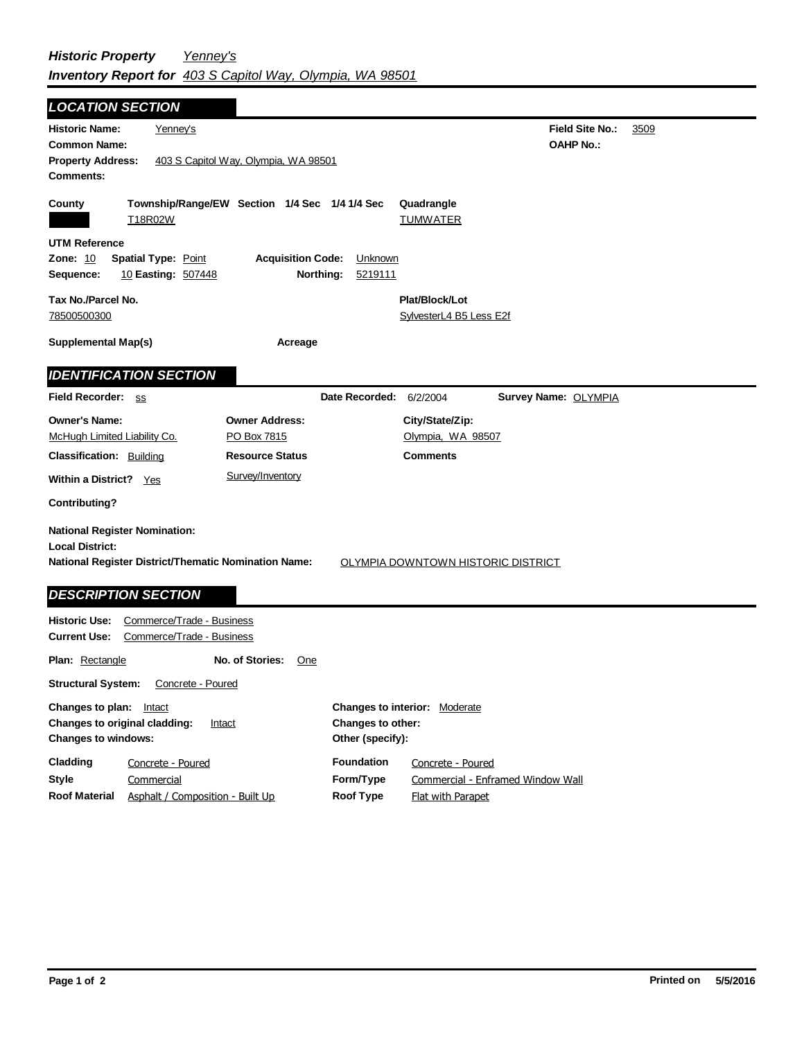# *Historic Property Inventory Report for* *Yenney's* *403 S Capitol Way, Olympia, WA 98501*

## LOCATION SECTION

**Historic Name:** Yenney's

**Field Site No.:** 3509

**Common Name:**

**OAHP No.:**

**Property Address:** 403 S Capitol Way, Olympia, WA 98501

**Comments:**

| County | Township/Range/EW | Section | 1/4 Sec | 1/4 1/4 Sec | Quadrangle |
|---|---|---|---|---|---|
| | T18R02W | | | | TUMWATER |

**UTM Reference**

**Zone:** 10 **Spatial Type:** Point **Acquisition Code:** Unknown

**Sequence:** 10 **Easting:** 507448 **Northing:** 5219111

**Tax No./Parcel No.** 78500500300

**Plat/Block/Lot** SylvesterL4 B5 Less E2f

**Supplemental Map(s)**

**Acreage**

## IDENTIFICATION SECTION

**Field Recorder:** ss **Date Recorded:** 6/2/2004 **Survey Name:** OLYMPIA

| Owner's Name: | Owner Address: | City/State/Zip: |
|---|---|---|
| McHugh Limited Liability Co. | PO Box 7815 | Olympia, WA 98507 |

**Classification:** Building

**Resource Status:** Survey/Inventory

**Comments**

**Within a District?** Yes

**Contributing?**

**National Register Nomination:**

**Local District:**

**National Register District/Thematic Nomination Name:** OLYMPIA DOWNTOWN HISTORIC DISTRICT

## DESCRIPTION SECTION

**Historic Use:** Commerce/Trade - Business

**Current Use:** Commerce/Trade - Business

**Plan:** Rectangle **No. of Stories:** One

**Structural System:** Concrete - Poured

**Changes to plan:** Intact

**Changes to original cladding:** Intact

**Changes to windows:**

**Changes to interior:** Moderate

**Changes to other:**

**Other (specify):**

**Cladding** Concrete - Poured

**Style** Commercial

**Roof Material** Asphalt / Composition - Built Up

**Foundation** Concrete - Poured

**Form/Type** Commercial - Enframed Window Wall

**Roof Type** Flat with Parapet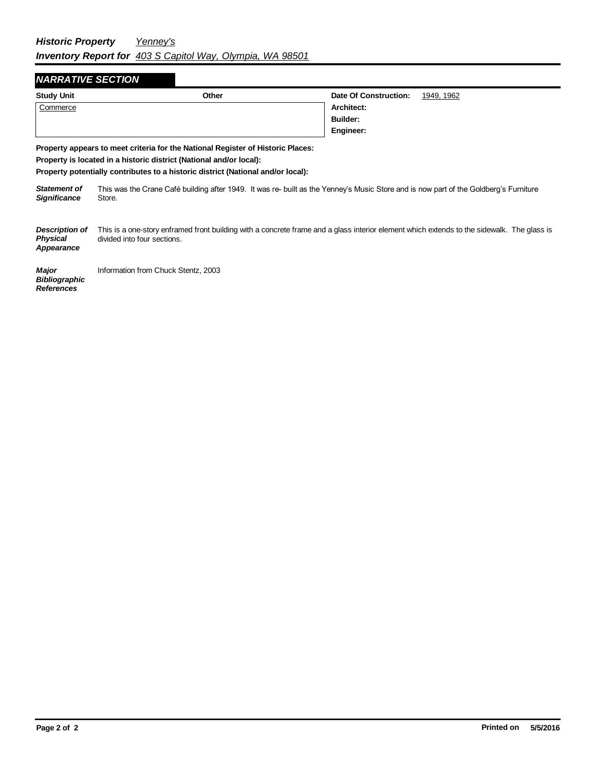***Historic Property*** *Yenney's*

***Inventory Report for*** *403 S Capitol Way, Olympia, WA 98501*

## *NARRATIVE SECTION*

| Study Unit | Other | Date Of Construction: | 1949, 1962 |
|---|---|---|---|
| Commerce | | **Architect:** | |
| | | **Builder:** | |
| | | **Engineer:** | |

**Property appears to meet criteria for the National Register of Historic Places:**

**Property is located in a historic district (National and/or local):**

**Property potentially contributes to a historic district (National and/or local):**

***Statement of Significance***

This was the Crane Café building after 1949. It was re- built as the Yenney's Music Store and is now part of the Goldberg's Furniture Store.

***Description of Physical Appearance***

This is a one-story enframed front building with a concrete frame and a glass interior element which extends to the sidewalk. The glass is divided into four sections.

***Major Bibliographic References***

Information from Chuck Stentz, 2003

**Printed on 5/5/2016**